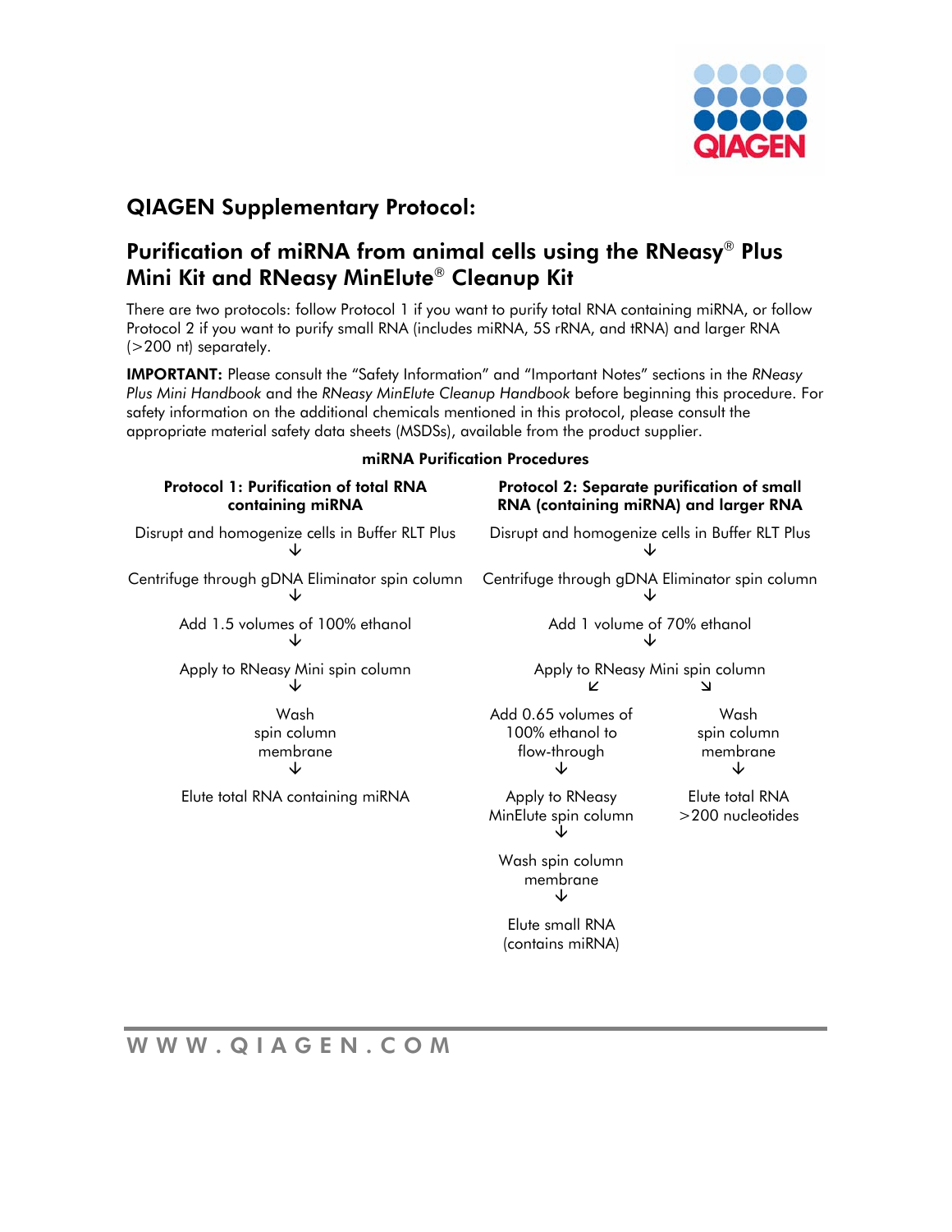## QIAGEN Supplementary Protocol:

# Purification of miRNA from animal cells using the RNeasy® Plus Mini Kit and RNeasy MinElute® Cleanup Kit

There are two protocols: follow Protocol 1 if you want to purify total RNA containing miRNA, or follow Protocol 2 if you want to purify small RNA (includes miRNA, 5S rRNA, and tRNA) and larger RNA (>200 nt) separately.

**IMPORTANT:** Please consult the "Safety Information" and "Important Notes" sections in the *RNeasy Plus Mini Handbook* and the *RNeasy MinElute Cleanup Handbook* before beginning this procedure. For safety information on the additional chemicals mentioned in this protocol, please consult the appropriate material safety data sheets (MSDSs), available from the product supplier.

**miRNA Purification Procedures**

**Protocol 1: Purification of total RNA containing miRNA**

Disrupt and homogenize cells in Buffer RLT Plus
↓
Centrifuge through gDNA Eliminator spin column
↓
Add 1.5 volumes of 100% ethanol
↓
Apply to RNeasy Mini spin column
↓
Wash spin column membrane
↓
Elute total RNA containing miRNA

**Protocol 2: Separate purification of small RNA (containing miRNA) and larger RNA**

Disrupt and homogenize cells in Buffer RLT Plus
↓
Centrifuge through gDNA Eliminator spin column
↓
Add 1 volume of 70% ethanol
↓
Apply to RNeasy Mini spin column
↙ ↘

Flow-through branch:
Add 0.65 volumes of 100% ethanol to flow-through
↓
Apply to RNeasy MinElute spin column
↓
Wash spin column membrane
↓
Elute small RNA (contains miRNA)

Column branch:
Wash spin column membrane
↓
Elute total RNA >200 nucleotides

WWW.QIAGEN.COM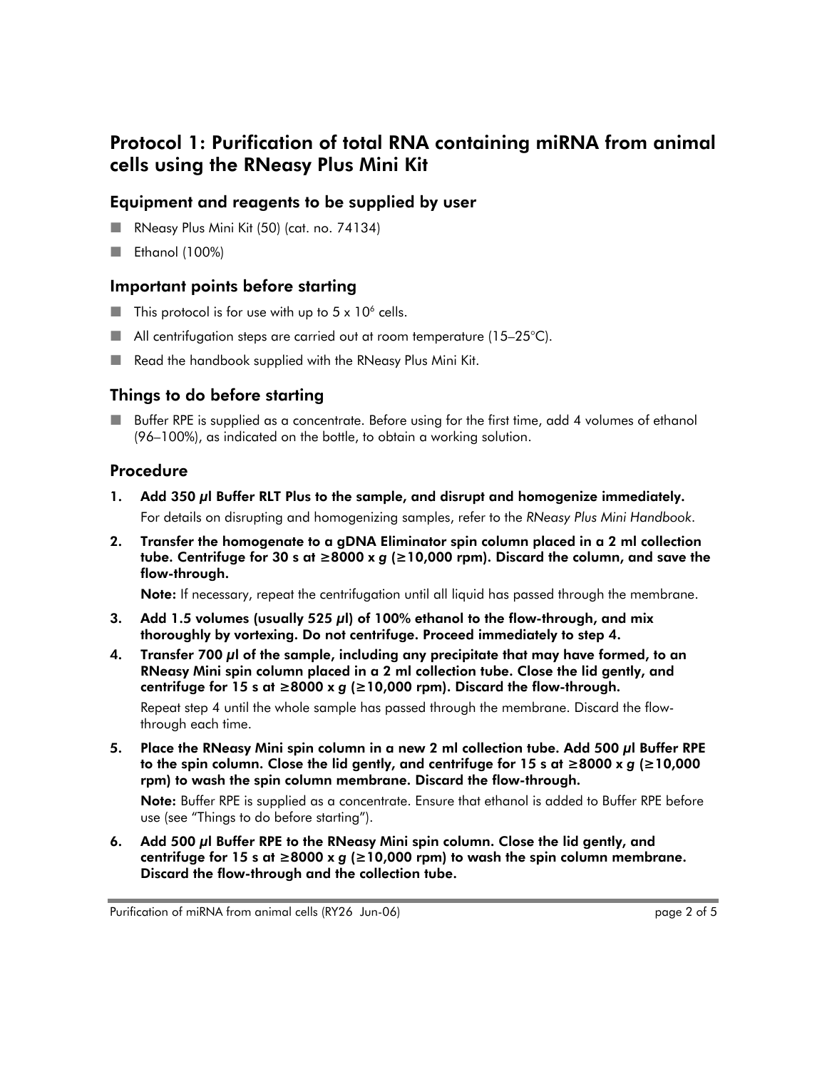## Protocol 1: Purification of total RNA containing miRNA from animal cells using the RNeasy Plus Mini Kit

### Equipment and reagents to be supplied by user

- RNeasy Plus Mini Kit (50) (cat. no. 74134)
- Ethanol (100%)

### Important points before starting

- This protocol is for use with up to $5 \times 10^6$ cells.
- All centrifugation steps are carried out at room temperature (15–25°C).
- Read the handbook supplied with the RNeasy Plus Mini Kit.

### Things to do before starting

- Buffer RPE is supplied as a concentrate. Before using for the first time, add 4 volumes of ethanol (96–100%), as indicated on the bottle, to obtain a working solution.

### Procedure

1. **Add 350 µl Buffer RLT Plus to the sample, and disrupt and homogenize immediately.**

   For details on disrupting and homogenizing samples, refer to the *RNeasy Plus Mini Handbook*.

2. **Transfer the homogenate to a gDNA Eliminator spin column placed in a 2 ml collection tube. Centrifuge for 30 s at ≥8000 x *g* (≥10,000 rpm). Discard the column, and save the flow-through.**

   **Note:** If necessary, repeat the centrifugation until all liquid has passed through the membrane.

3. **Add 1.5 volumes (usually 525 µl) of 100% ethanol to the flow-through, and mix thoroughly by vortexing. Do not centrifuge. Proceed immediately to step 4.**

4. **Transfer 700 µl of the sample, including any precipitate that may have formed, to an RNeasy Mini spin column placed in a 2 ml collection tube. Close the lid gently, and centrifuge for 15 s at ≥8000 x *g* (≥10,000 rpm). Discard the flow-through.**

   Repeat step 4 until the whole sample has passed through the membrane. Discard the flow-through each time.

5. **Place the RNeasy Mini spin column in a new 2 ml collection tube. Add 500 µl Buffer RPE to the spin column. Close the lid gently, and centrifuge for 15 s at ≥8000 x *g* (≥10,000 rpm) to wash the spin column membrane. Discard the flow-through.**

   **Note:** Buffer RPE is supplied as a concentrate. Ensure that ethanol is added to Buffer RPE before use (see "Things to do before starting").

6. **Add 500 µl Buffer RPE to the RNeasy Mini spin column. Close the lid gently, and centrifuge for 15 s at ≥8000 x *g* (≥10,000 rpm) to wash the spin column membrane. Discard the flow-through and the collection tube.**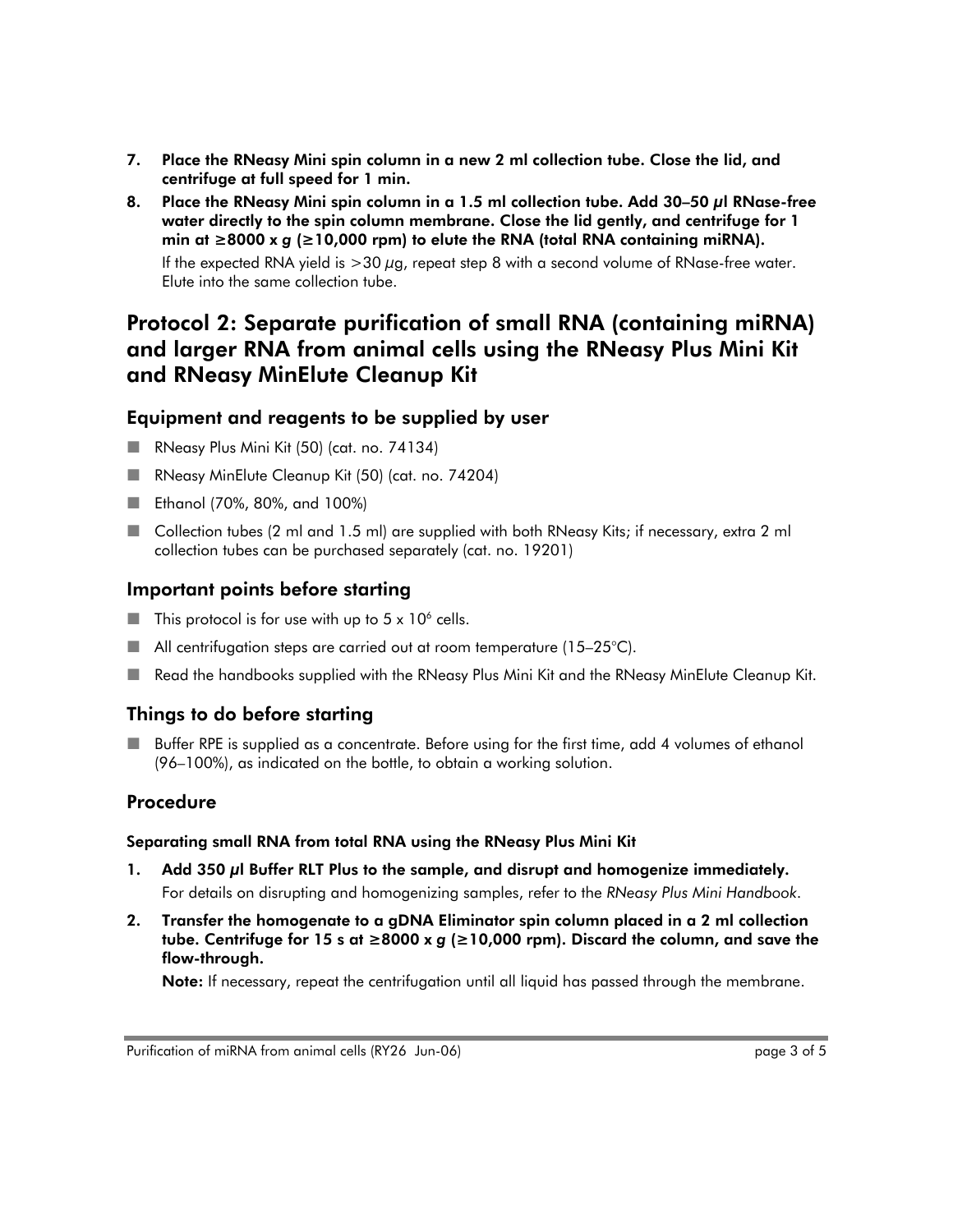7. **Place the RNeasy Mini spin column in a new 2 ml collection tube. Close the lid, and centrifuge at full speed for 1 min.**

8. **Place the RNeasy Mini spin column in a 1.5 ml collection tube. Add 30–50 µl RNase-free water directly to the spin column membrane. Close the lid gently, and centrifuge for 1 min at ≥8000 x *g* (≥10,000 rpm) to elute the RNA (total RNA containing miRNA).**

   If the expected RNA yield is >30 µg, repeat step 8 with a second volume of RNase-free water. Elute into the same collection tube.

## Protocol 2: Separate purification of small RNA (containing miRNA) and larger RNA from animal cells using the RNeasy Plus Mini Kit and RNeasy MinElute Cleanup Kit

### Equipment and reagents to be supplied by user

- RNeasy Plus Mini Kit (50) (cat. no. 74134)
- RNeasy MinElute Cleanup Kit (50) (cat. no. 74204)
- Ethanol (70%, 80%, and 100%)
- Collection tubes (2 ml and 1.5 ml) are supplied with both RNeasy Kits; if necessary, extra 2 ml collection tubes can be purchased separately (cat. no. 19201)

### Important points before starting

- This protocol is for use with up to $5 \times 10^6$ cells.
- All centrifugation steps are carried out at room temperature (15–25°C).
- Read the handbooks supplied with the RNeasy Plus Mini Kit and the RNeasy MinElute Cleanup Kit.

### Things to do before starting

- Buffer RPE is supplied as a concentrate. Before using for the first time, add 4 volumes of ethanol (96–100%), as indicated on the bottle, to obtain a working solution.

### Procedure

#### Separating small RNA from total RNA using the RNeasy Plus Mini Kit

1. **Add 350 µl Buffer RLT Plus to the sample, and disrupt and homogenize immediately.**

   For details on disrupting and homogenizing samples, refer to the *RNeasy Plus Mini Handbook*.

2. **Transfer the homogenate to a gDNA Eliminator spin column placed in a 2 ml collection tube. Centrifuge for 15 s at ≥8000 x *g* (≥10,000 rpm). Discard the column, and save the flow-through.**

   **Note:** If necessary, repeat the centrifugation until all liquid has passed through the membrane.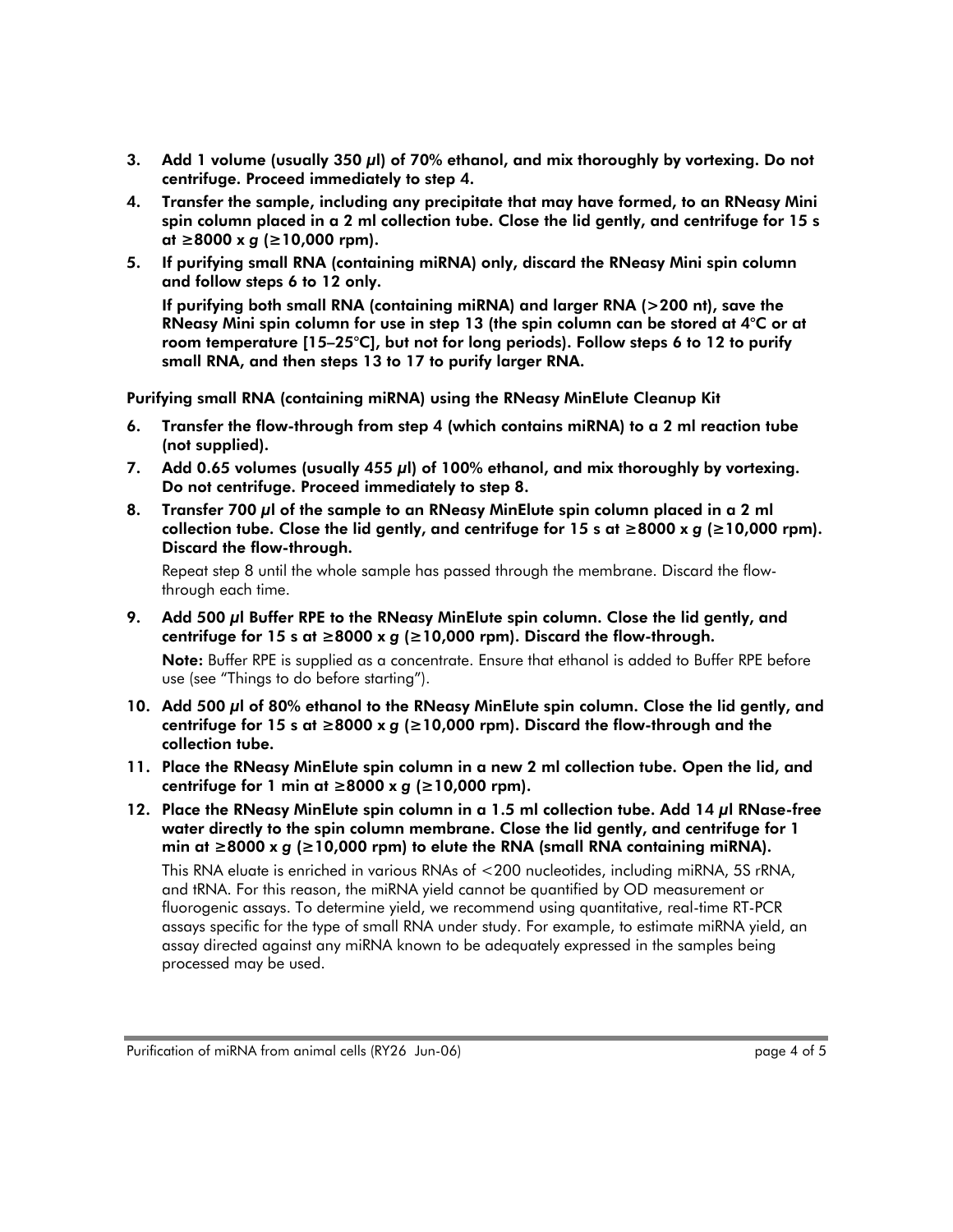3. **Add 1 volume (usually 350 µl) of 70% ethanol, and mix thoroughly by vortexing. Do not centrifuge. Proceed immediately to step 4.**
4. **Transfer the sample, including any precipitate that may have formed, to an RNeasy Mini spin column placed in a 2 ml collection tube. Close the lid gently, and centrifuge for 15 s at ≥8000 x *g* (≥10,000 rpm).**
5. **If purifying small RNA (containing miRNA) only, discard the RNeasy Mini spin column and follow steps 6 to 12 only.**

   **If purifying both small RNA (containing miRNA) and larger RNA (>200 nt), save the RNeasy Mini spin column for use in step 13 (the spin column can be stored at 4°C or at room temperature [15–25°C], but not for long periods). Follow steps 6 to 12 to purify small RNA, and then steps 13 to 17 to purify larger RNA.**

**Purifying small RNA (containing miRNA) using the RNeasy MinElute Cleanup Kit**

6. **Transfer the flow-through from step 4 (which contains miRNA) to a 2 ml reaction tube (not supplied).**
7. **Add 0.65 volumes (usually 455 µl) of 100% ethanol, and mix thoroughly by vortexing. Do not centrifuge. Proceed immediately to step 8.**
8. **Transfer 700 µl of the sample to an RNeasy MinElute spin column placed in a 2 ml collection tube. Close the lid gently, and centrifuge for 15 s at ≥8000 x *g* (≥10,000 rpm). Discard the flow-through.**

   Repeat step 8 until the whole sample has passed through the membrane. Discard the flow-through each time.
9. **Add 500 µl Buffer RPE to the RNeasy MinElute spin column. Close the lid gently, and centrifuge for 15 s at ≥8000 x *g* (≥10,000 rpm). Discard the flow-through.**

   **Note:** Buffer RPE is supplied as a concentrate. Ensure that ethanol is added to Buffer RPE before use (see "Things to do before starting").
10. **Add 500 µl of 80% ethanol to the RNeasy MinElute spin column. Close the lid gently, and centrifuge for 15 s at ≥8000 x *g* (≥10,000 rpm). Discard the flow-through and the collection tube.**
11. **Place the RNeasy MinElute spin column in a new 2 ml collection tube. Open the lid, and centrifuge for 1 min at ≥8000 x *g* (≥10,000 rpm).**
12. **Place the RNeasy MinElute spin column in a 1.5 ml collection tube. Add 14 µl RNase-free water directly to the spin column membrane. Close the lid gently, and centrifuge for 1 min at ≥8000 x *g* (≥10,000 rpm) to elute the RNA (small RNA containing miRNA).**

    This RNA eluate is enriched in various RNAs of <200 nucleotides, including miRNA, 5S rRNA, and tRNA. For this reason, the miRNA yield cannot be quantified by OD measurement or fluorogenic assays. To determine yield, we recommend using quantitative, real-time RT-PCR assays specific for the type of small RNA under study. For example, to estimate miRNA yield, an assay directed against any miRNA known to be adequately expressed in the samples being processed may be used.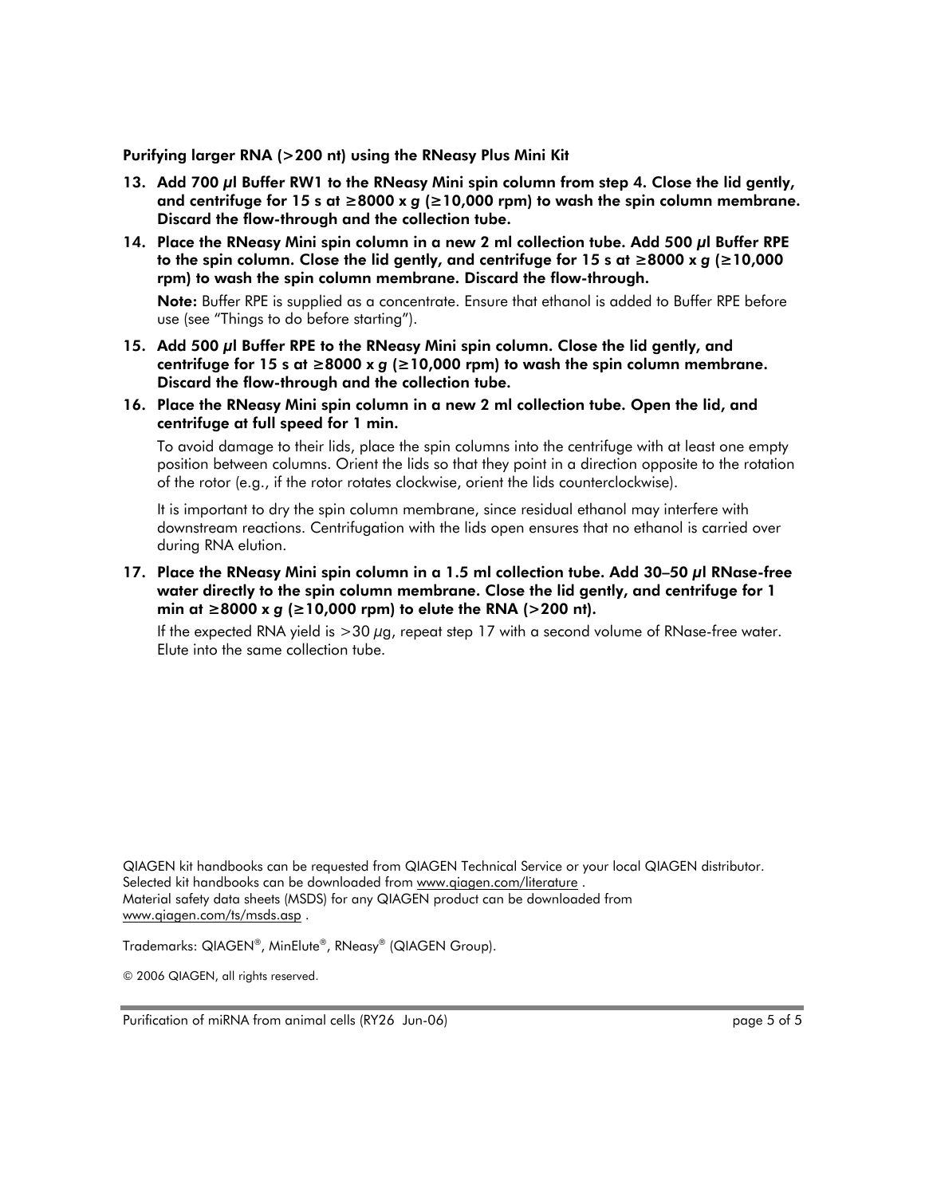**Purifying larger RNA (>200 nt) using the RNeasy Plus Mini Kit**

13. **Add 700 µl Buffer RW1 to the RNeasy Mini spin column from step 4. Close the lid gently, and centrifuge for 15 s at ≥8000 x *g* (≥10,000 rpm) to wash the spin column membrane. Discard the flow-through and the collection tube.**

14. **Place the RNeasy Mini spin column in a new 2 ml collection tube. Add 500 µl Buffer RPE to the spin column. Close the lid gently, and centrifuge for 15 s at ≥8000 x *g* (≥10,000 rpm) to wash the spin column membrane. Discard the flow-through.**

    **Note:** Buffer RPE is supplied as a concentrate. Ensure that ethanol is added to Buffer RPE before use (see "Things to do before starting").

15. **Add 500 µl Buffer RPE to the RNeasy Mini spin column. Close the lid gently, and centrifuge for 15 s at ≥8000 x *g* (≥10,000 rpm) to wash the spin column membrane. Discard the flow-through and the collection tube.**

16. **Place the RNeasy Mini spin column in a new 2 ml collection tube. Open the lid, and centrifuge at full speed for 1 min.**

    To avoid damage to their lids, place the spin columns into the centrifuge with at least one empty position between columns. Orient the lids so that they point in a direction opposite to the rotation of the rotor (e.g., if the rotor rotates clockwise, orient the lids counterclockwise).

    It is important to dry the spin column membrane, since residual ethanol may interfere with downstream reactions. Centrifugation with the lids open ensures that no ethanol is carried over during RNA elution.

17. **Place the RNeasy Mini spin column in a 1.5 ml collection tube. Add 30–50 µl RNase-free water directly to the spin column membrane. Close the lid gently, and centrifuge for 1 min at ≥8000 x *g* (≥10,000 rpm) to elute the RNA (>200 nt).**

    If the expected RNA yield is >30 µg, repeat step 17 with a second volume of RNase-free water. Elute into the same collection tube.

QIAGEN kit handbooks can be requested from QIAGEN Technical Service or your local QIAGEN distributor. Selected kit handbooks can be downloaded from www.qiagen.com/literature .
Material safety data sheets (MSDS) for any QIAGEN product can be downloaded from www.qiagen.com/ts/msds.asp .

Trademarks: QIAGEN®, MinElute®, RNeasy® (QIAGEN Group).

© 2006 QIAGEN, all rights reserved.